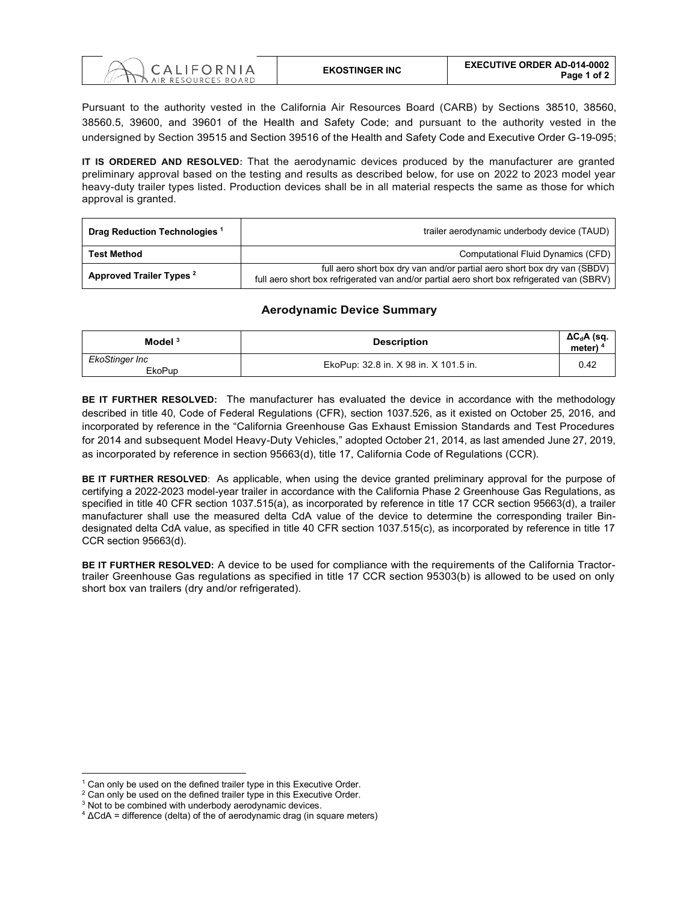| CALIFORNIA AIR RESOURCES BOARD | EKOSTINGER INC | EXECUTIVE ORDER AD-014-0002 |
|---|---|---|

Pursuant to the authority vested in the California Air Resources Board (CARB) by Sections 38510, 38560, 38560.5, 39600, and 39601 of the Health and Safety Code; and pursuant to the authority vested in the undersigned by Section 39515 and Section 39516 of the Health and Safety Code and Executive Order G-19-095;

**IT IS ORDERED AND RESOLVED:** That the aerodynamic devices produced by the manufacturer are granted preliminary approval based on the testing and results as described below, for use on 2022 to 2023 model year heavy-duty trailer types listed. Production devices shall be in all material respects the same as those for which approval is granted.

| | |
|---|---|
| **Drag Reduction Technologies** [1] | trailer aerodynamic underbody device (TAUD) |
| **Test Method** | Computational Fluid Dynamics (CFD) |
| **Approved Trailer Types** [2] | full aero short box dry van and/or partial aero short box dry van (SBDV)<br>full aero short box refrigerated van and/or partial aero short box refrigerated van (SBRV) |

## Aerodynamic Device Summary

| Model [3] | Description | $\Delta C_dA$ (sq. meter) [4] |
|---|---|---|
| *EkoStinger Inc*<br>EkoPup | EkoPup: 32.8 in. X 98 in. X 101.5 in. | 0.42 |

**BE IT FURTHER RESOLVED:** The manufacturer has evaluated the device in accordance with the methodology described in title 40, Code of Federal Regulations (CFR), section 1037.526, as it existed on October 25, 2016, and incorporated by reference in the "California Greenhouse Gas Exhaust Emission Standards and Test Procedures for 2014 and subsequent Model Heavy-Duty Vehicles," adopted October 21, 2014, as last amended June 27, 2019, as incorporated by reference in section 95663(d), title 17, California Code of Regulations (CCR).

**BE IT FURTHER RESOLVED**: As applicable, when using the device granted preliminary approval for the purpose of certifying a 2022-2023 model-year trailer in accordance with the California Phase 2 Greenhouse Gas Regulations, as specified in title 40 CFR section 1037.515(a), as incorporated by reference in title 17 CCR section 95663(d), a trailer manufacturer shall use the measured delta CdA value of the device to determine the corresponding trailer Bin-designated delta CdA value, as specified in title 40 CFR section 1037.515(c), as incorporated by reference in title 17 CCR section 95663(d).

**BE IT FURTHER RESOLVED:** A device to be used for compliance with the requirements of the California Tractor-trailer Greenhouse Gas regulations as specified in title 17 CCR section 95303(b) is allowed to be used on only short box van trailers (dry and/or refrigerated).

---

[1] Can only be used on the defined trailer type in this Executive Order.
[2] Can only be used on the defined trailer type in this Executive Order.
[3] Not to be combined with underbody aerodynamic devices.
[4] ΔCdA = difference (delta) of the of aerodynamic drag (in square meters)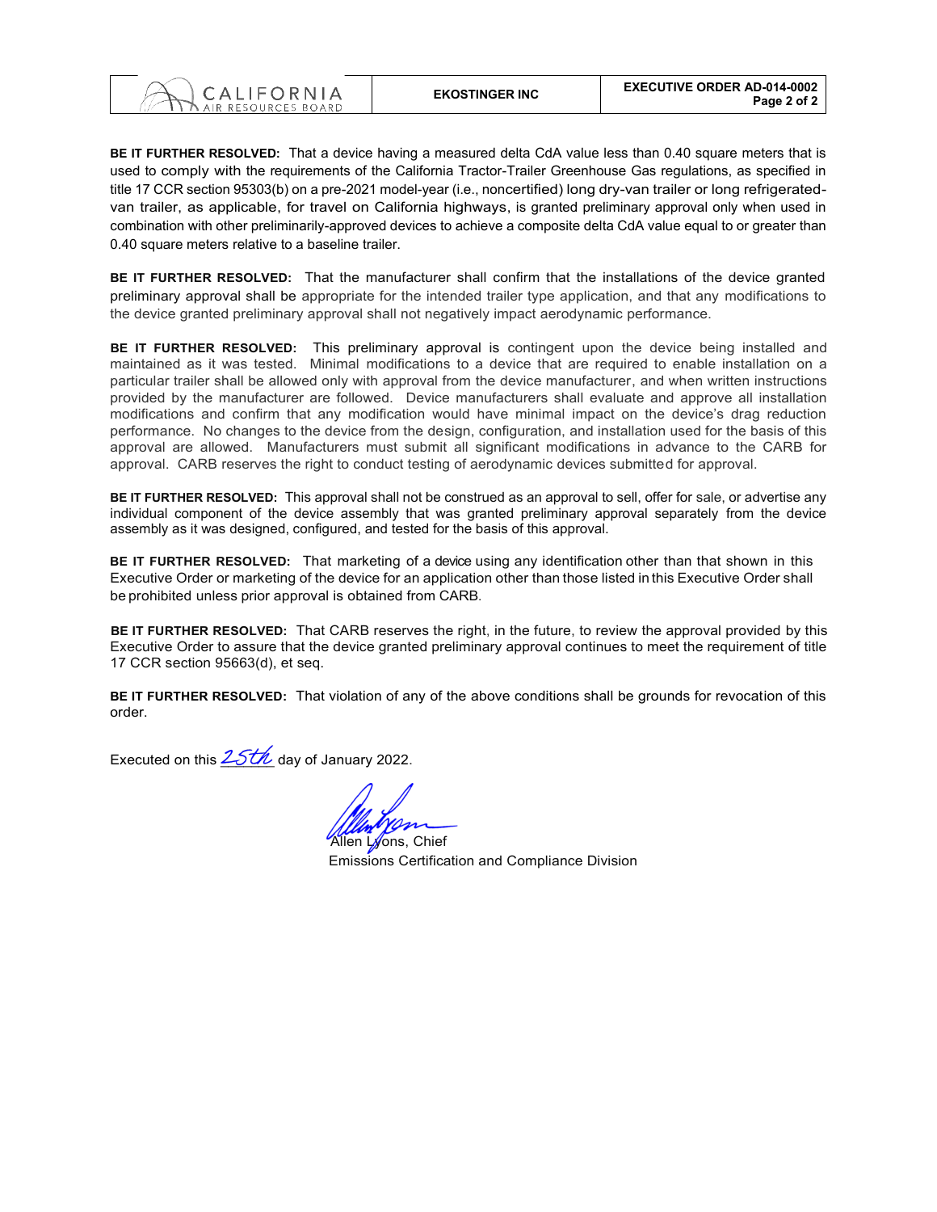**BE IT FURTHER RESOLVED:** That a device having a measured delta CdA value less than 0.40 square meters that is used to comply with the requirements of the California Tractor-Trailer Greenhouse Gas regulations, as specified in title 17 CCR section 95303(b) on a pre-2021 model-year (i.e., noncertified) long dry-van trailer or long refrigerated-van trailer, as applicable, for travel on California highways, is granted preliminary approval only when used in combination with other preliminarily-approved devices to achieve a composite delta CdA value equal to or greater than 0.40 square meters relative to a baseline trailer.

**BE IT FURTHER RESOLVED:** That the manufacturer shall confirm that the installations of the device granted preliminary approval shall be appropriate for the intended trailer type application, and that any modifications to the device granted preliminary approval shall not negatively impact aerodynamic performance.

**BE IT FURTHER RESOLVED:** This preliminary approval is contingent upon the device being installed and maintained as it was tested. Minimal modifications to a device that are required to enable installation on a particular trailer shall be allowed only with approval from the device manufacturer, and when written instructions provided by the manufacturer are followed. Device manufacturers shall evaluate and approve all installation modifications and confirm that any modification would have minimal impact on the device's drag reduction performance. No changes to the device from the design, configuration, and installation used for the basis of this approval are allowed. Manufacturers must submit all significant modifications in advance to the CARB for approval. CARB reserves the right to conduct testing of aerodynamic devices submitted for approval.

**BE IT FURTHER RESOLVED:** This approval shall not be construed as an approval to sell, offer for sale, or advertise any individual component of the device assembly that was granted preliminary approval separately from the device assembly as it was designed, configured, and tested for the basis of this approval.

**BE IT FURTHER RESOLVED:** That marketing of a device using any identification other than that shown in this Executive Order or marketing of the device for an application other than those listed in this Executive Order shall be prohibited unless prior approval is obtained from CARB.

**BE IT FURTHER RESOLVED:** That CARB reserves the right, in the future, to review the approval provided by this Executive Order to assure that the device granted preliminary approval continues to meet the requirement of title 17 CCR section 95663(d), et seq.

**BE IT FURTHER RESOLVED:** That violation of any of the above conditions shall be grounds for revocation of this order.

Executed on this 25th day of January 2022.

Allen Lyons, Chief
Emissions Certification and Compliance Division